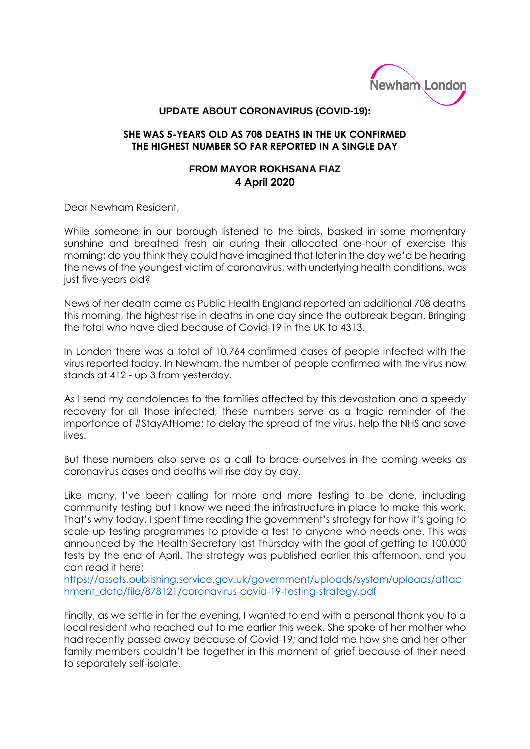Newham London

**UPDATE ABOUT CORONAVIRUS (COVID-19):**

**SHE WAS 5-YEARS OLD AS 708 DEATHS IN THE UK CONFIRMED THE HIGHEST NUMBER SO FAR REPORTED IN A SINGLE DAY**

**FROM MAYOR ROKHSANA FIAZ**
**4 April 2020**

Dear Newham Resident,

While someone in our borough listened to the birds, basked in some momentary sunshine and breathed fresh air during their allocated one-hour of exercise this morning; do you think they could have imagined that later in the day we'd be hearing the news of the youngest victim of coronavirus, with underlying health conditions, was just five-years old?

News of her death came as Public Health England reported an additional 708 deaths this morning, the highest rise in deaths in one day since the outbreak began. Bringing the total who have died because of Covid-19 in the UK to 4313.

In London there was a total of 10,764 confirmed cases of people infected with the virus reported today. In Newham, the number of people confirmed with the virus now stands at 412 - up 3 from yesterday.

As I send my condolences to the families affected by this devastation and a speedy recovery for all those infected, these numbers serve as a tragic reminder of the importance of #StayAtHome: to delay the spread of the virus, help the NHS and save lives.

But these numbers also serve as a call to brace ourselves in the coming weeks as coronavirus cases and deaths will rise day by day.

Like many, I've been calling for more and more testing to be done, including community testing but I know we need the infrastructure in place to make this work. That's why today, I spent time reading the government's strategy for how it's going to scale up testing programmes to provide a test to anyone who needs one. This was announced by the Health Secretary last Thursday with the goal of getting to 100,000 tests by the end of April. The strategy was published earlier this afternoon, and you can read it here:
https://assets.publishing.service.gov.uk/government/uploads/system/uploads/attachment_data/file/878121/coronavirus-covid-19-testing-strategy.pdf

Finally, as we settle in for the evening, I wanted to end with a personal thank you to a local resident who reached out to me earlier this week. She spoke of her mother who had recently passed away because of Covid-19; and told me how she and her other family members couldn't be together in this moment of grief because of their need to separately self-isolate.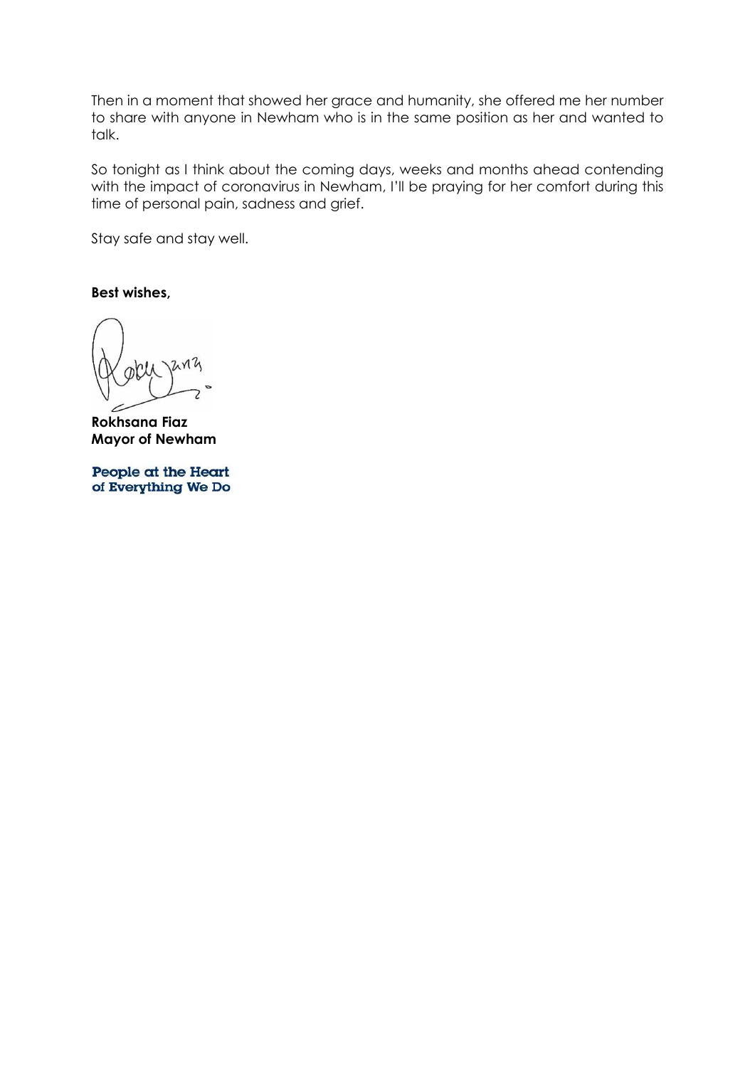Then in a moment that showed her grace and humanity, she offered me her number to share with anyone in Newham who is in the same position as her and wanted to talk.

So tonight as I think about the coming days, weeks and months ahead contending with the impact of coronavirus in Newham, I'll be praying for her comfort during this time of personal pain, sadness and grief.

Stay safe and stay well.

**Best wishes,**

**Rokhsana Fiaz**
**Mayor of Newham**

**People at the Heart of Everything We Do**